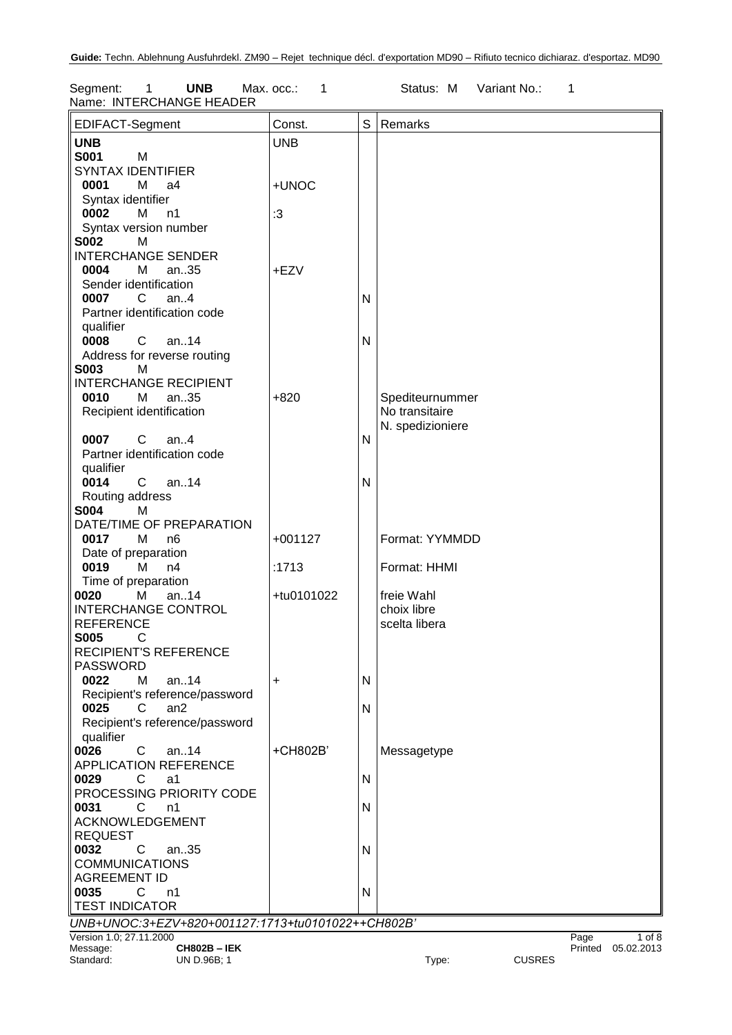**Guide:** Techn. Ablehnung Ausfuhrdekl. ZM90 – Rejet technique décl. d'exportation MD90 – Rifiuto tecnico dichiaraz. d'esportaz. MD90

Segment: 1 **UNB** Max. occ.: 1 Status: M Variant No.: 1
Name: INTERCHANGE HEADER

| EDIFACT-Segment | Const. | S | Remarks |
|---|---|---|---|
| **UNB** | UNB | | |
| **S001** M SYNTAX IDENTIFIER | | | |
| **0001** M a4 Syntax identifier | +UNOC | | |
| **0002** M n1 Syntax version number | :3 | | |
| **S002** M INTERCHANGE SENDER | | | |
| **0004** M an..35 Sender identification | +EZV | | |
| **0007** C an..4 Partner identification code qualifier | | N | |
| **0008** C an..14 Address for reverse routing | | N | |
| **S003** M INTERCHANGE RECIPIENT | | | |
| **0010** M an..35 Recipient identification | +820 | | Spediteurnummer<br>No transitaire<br>N. spedizioniere |
| **0007** C an..4 Partner identification code qualifier | | N | |
| **0014** C an..14 Routing address | | N | |
| **S004** M DATE/TIME OF PREPARATION | | | |
| **0017** M n6 Date of preparation | +001127 | | Format: YYMMDD |
| **0019** M n4 Time of preparation | :1713 | | Format: HHMI |
| **0020** M an..14 INTERCHANGE CONTROL REFERENCE | +tu0101022 | | freie Wahl<br>choix libre<br>scelta libera |
| **S005** C RECIPIENT'S REFERENCE PASSWORD | | | |
| **0022** M an..14 Recipient's reference/password | + | N | |
| **0025** C an2 Recipient's reference/password qualifier | | N | |
| **0026** C an..14 APPLICATION REFERENCE | +CH802B' | | Messagetype |
| **0029** C a1 PROCESSING PRIORITY CODE | | N | |
| **0031** C n1 ACKNOWLEDGEMENT REQUEST | | N | |
| **0032** C an..35 COMMUNICATIONS AGREEMENT ID | | N | |
| **0035** C n1 TEST INDICATOR | | N | |

*UNB+UNOC:3+EZV+820+001127:1713+tu0101022++CH802B'*

Version 1.0; 27.11.2000
Message: **CH802B – IEK**
Standard: UN D.96B; 1 Type: CUSRES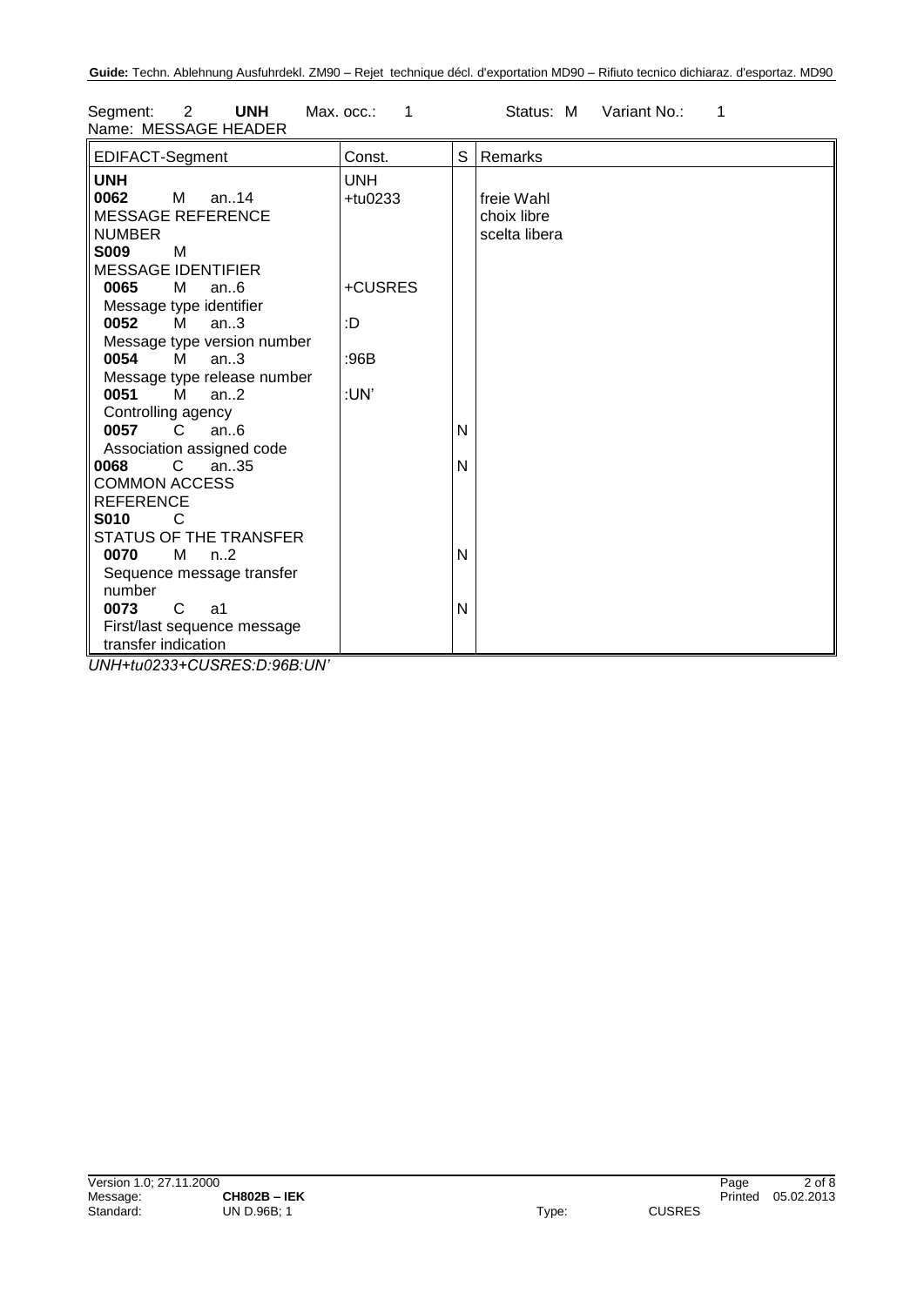Segment: 2 **UNH** Max. occ.: 1 Status: M Variant No.: 1
Name: MESSAGE HEADER

| EDIFACT-Segment | Const. | S | Remarks |
|---|---|---|---|
| **UNH** | UNH | | |
| **0062** M an..14 MESSAGE REFERENCE NUMBER | +tu0233 | | freie Wahl choix libre scelta libera |
| **S009** M MESSAGE IDENTIFIER | | | |
| **0065** M an..6 Message type identifier | +CUSRES | | |
| **0052** M an..3 Message type version number | :D | | |
| **0054** M an..3 Message type release number | :96B | | |
| **0051** M an..2 Controlling agency | :UN' | | |
| **0057** C an..6 Association assigned code | | N | |
| **0068** C an..35 COMMON ACCESS REFERENCE | | N | |
| **S010** C STATUS OF THE TRANSFER | | | |
| **0070** M n..2 Sequence message transfer number | | N | |
| **0073** C a1 First/last sequence message transfer indication | | N | |

*UNH+tu0233+CUSRES:D:96B:UN'*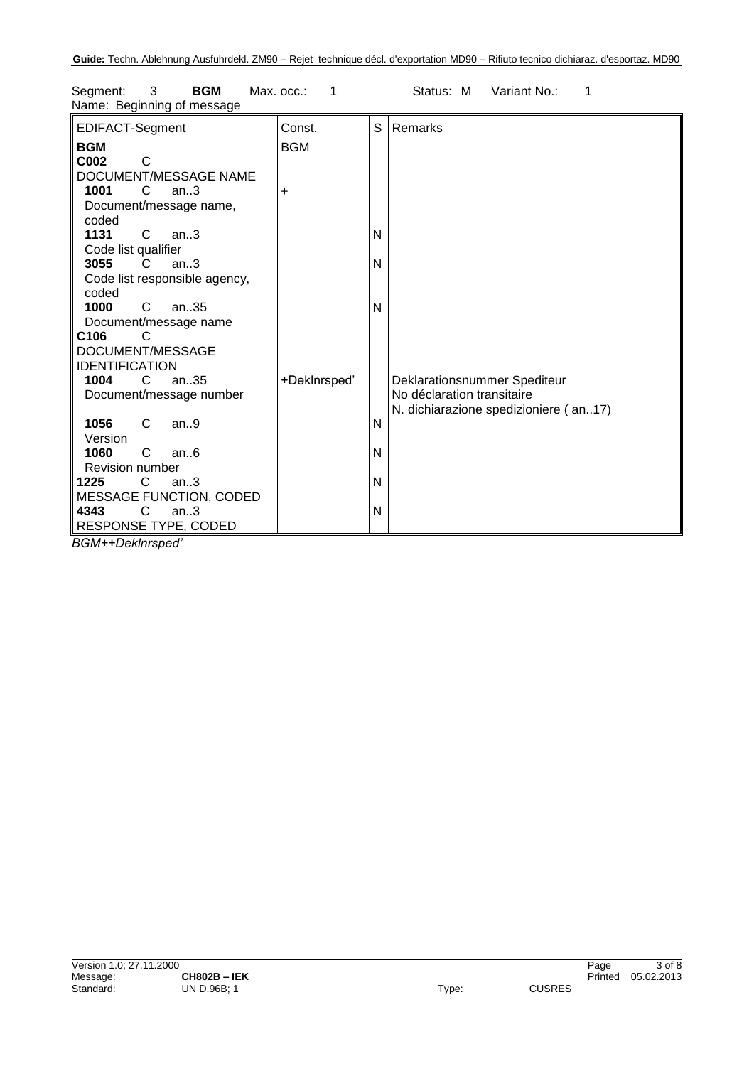Segment: 3 **BGM** Max. occ.: 1 Status: M Variant No.: 1
Name: Beginning of message

| EDIFACT-Segment | Const. | S | Remarks |
|---|---|---|---|
| **BGM** | BGM | | |
| **C002** C DOCUMENT/MESSAGE NAME | | | |
| **1001** C an..3 Document/message name, coded | + | | |
| **1131** C an..3 Code list qualifier | | N | |
| **3055** C an..3 Code list responsible agency, coded | | N | |
| **1000** C an..35 Document/message name | | N | |
| **C106** C DOCUMENT/MESSAGE IDENTIFICATION | | | |
| **1004** C an..35 Document/message number | +Deklnrsped' | | Deklarationsnummer Spediteur<br>No déclaration transitaire<br>N. dichiarazione spedizioniere ( an..17) |
| **1056** C an..9 Version | | N | |
| **1060** C an..6 Revision number | | N | |
| **1225** C an..3 MESSAGE FUNCTION, CODED | | N | |
| **4343** C an..3 RESPONSE TYPE, CODED | | N | |

*BGM++Deklnrsped'*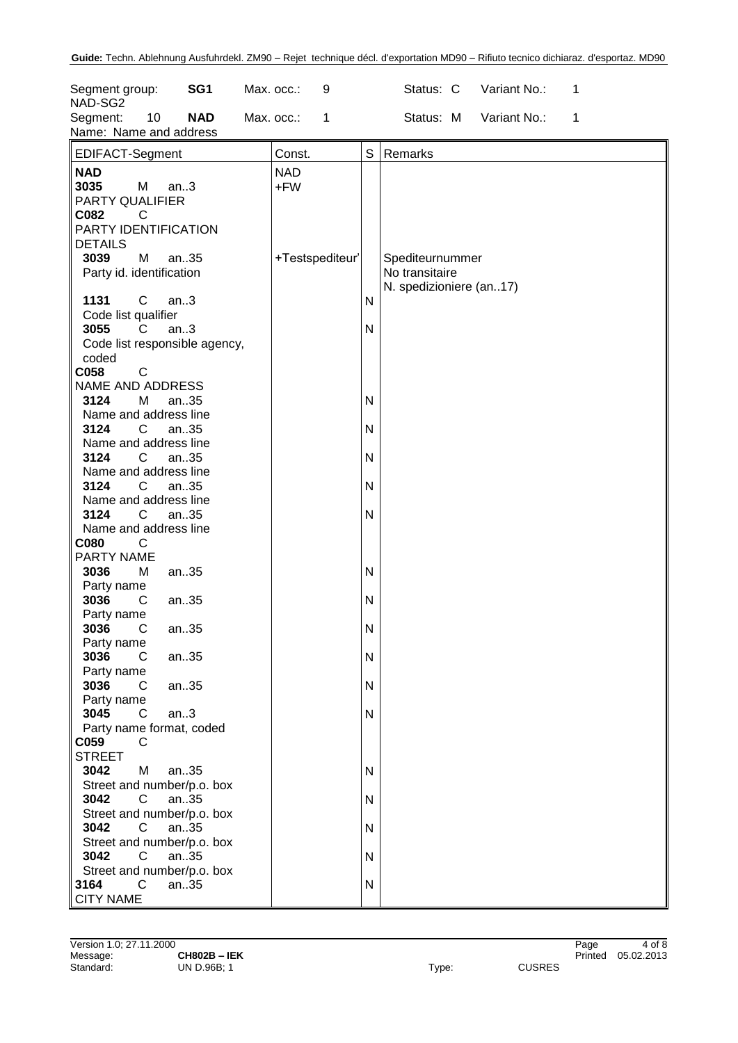Segment group: **SG1** Max. occ.: 9 Status: C Variant No.: 1
NAD-SG2
Segment: 10 **NAD** Max. occ.: 1 Status: M Variant No.: 1
Name: Name and address

| EDIFACT-Segment | Const. | S | Remarks |
|---|---|---|---|
| **NAD** | NAD | | |
| **3035** M an..3<br>PARTY QUALIFIER | +FW | | |
| **C082** C<br>PARTY IDENTIFICATION DETAILS | | | |
| **3039** M an..35<br>Party id. identification | +Testspediteur' | | Spediteurnummer<br>No transitaire<br>N. spedizioniere (an..17) |
| **1131** C an..3<br>Code list qualifier | | N | |
| **3055** C an..3<br>Code list responsible agency, coded | | N | |
| **C058** C<br>NAME AND ADDRESS | | | |
| **3124** M an..35<br>Name and address line | | N | |
| **3124** C an..35<br>Name and address line | | N | |
| **3124** C an..35<br>Name and address line | | N | |
| **3124** C an..35<br>Name and address line | | N | |
| **3124** C an..35<br>Name and address line | | N | |
| **C080** C<br>PARTY NAME | | | |
| **3036** M an..35<br>Party name | | N | |
| **3036** C an..35<br>Party name | | N | |
| **3036** C an..35<br>Party name | | N | |
| **3036** C an..35<br>Party name | | N | |
| **3036** C an..35<br>Party name | | N | |
| **3045** C an..3<br>Party name format, coded | | N | |
| **C059** C<br>STREET | | | |
| **3042** M an..35<br>Street and number/p.o. box | | N | |
| **3042** C an..35<br>Street and number/p.o. box | | N | |
| **3042** C an..35<br>Street and number/p.o. box | | N | |
| **3042** C an..35<br>Street and number/p.o. box | | N | |
| **3164** C an..35<br>CITY NAME | | N | |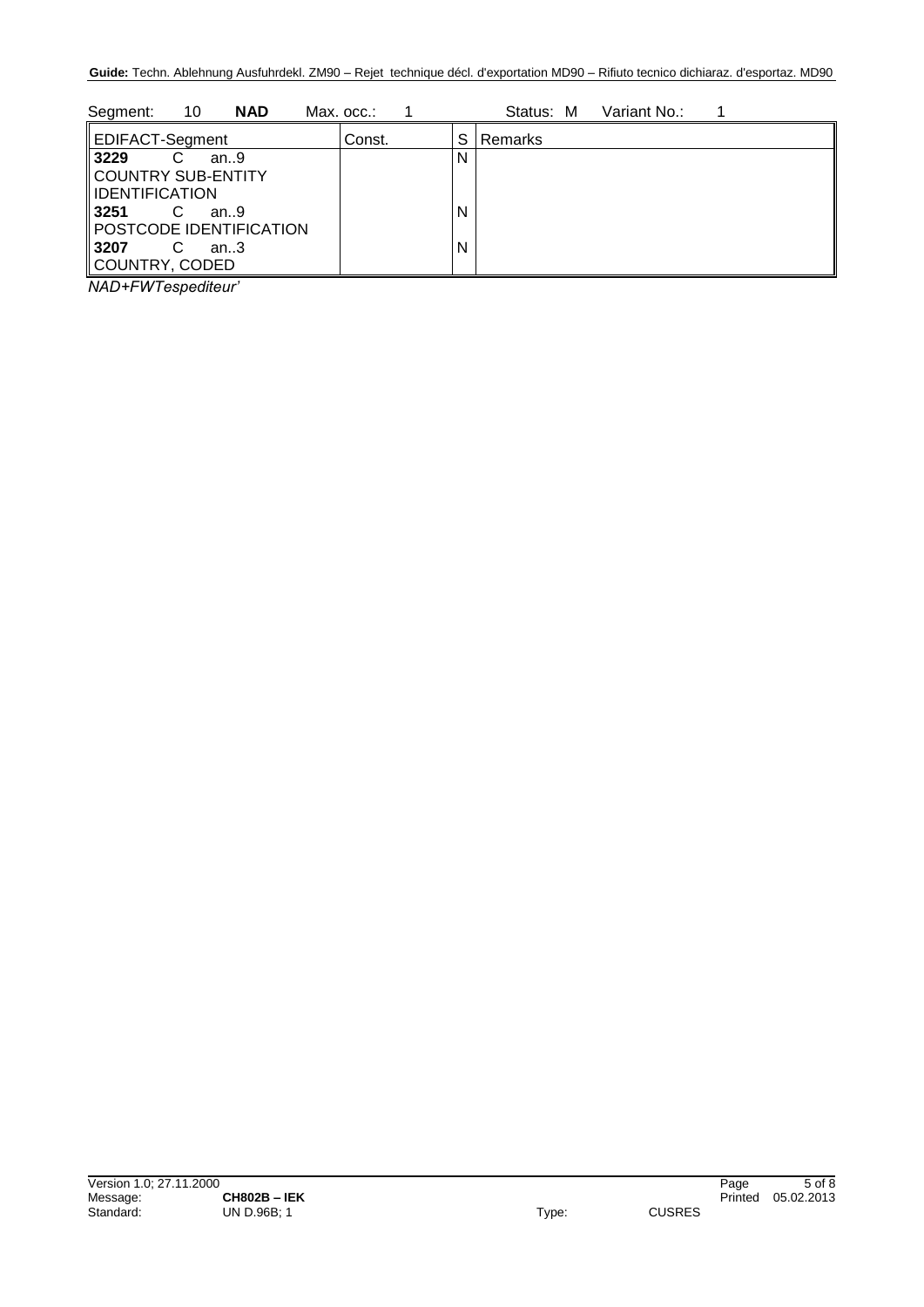Segment: 10 **NAD** Max. occ.: 1 Status: M Variant No.: 1

| EDIFACT-Segment | Const. | S | Remarks |
|---|---|---|---|
| **3229** C an..9<br>COUNTRY SUB-ENTITY IDENTIFICATION | | N | |
| **3251** C an..9<br>POSTCODE IDENTIFICATION | | N | |
| **3207** C an..3<br>COUNTRY, CODED | | N | |

*NAD+FWTespediteur'*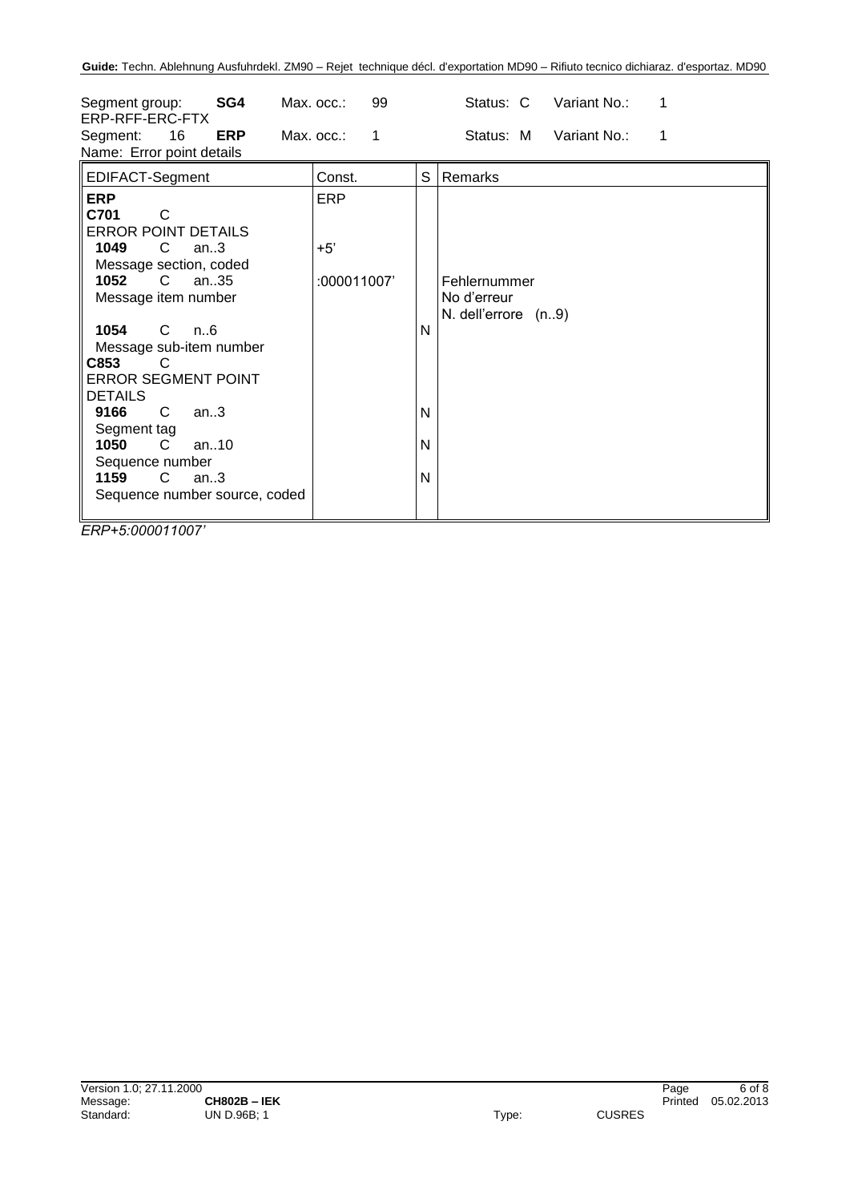| Segment group: | SG4 | Max. occ.: | 99 | Status: C | Variant No.: | 1 |
|---|---|---|---|---|---|---|
| ERP-RFF-ERC-FTX | | | | | | |
| Segment: 16 | ERP | Max. occ.: | 1 | Status: M | Variant No.: | 1 |

Name: Error point details

| EDIFACT-Segment | Const. | S | Remarks |
|---|---|---|---|
| **ERP** | ERP | | |
| **C701** C<br>ERROR POINT DETAILS | | | |
| **1049** C an..3<br>Message section, coded | +5' | | |
| **1052** C an..35<br>Message item number | :000011007' | | Fehlernummer<br>No d'erreur<br>N. dell'errore (n..9) |
| **1054** C n..6<br>Message sub-item number | | N | |
| **C853** C<br>ERROR SEGMENT POINT DETAILS | | | |
| **9166** C an..3<br>Segment tag | | N | |
| **1050** C an..10<br>Sequence number | | N | |
| **1159** C an..3<br>Sequence number source, coded | | N | |

*ERP+5:000011007'*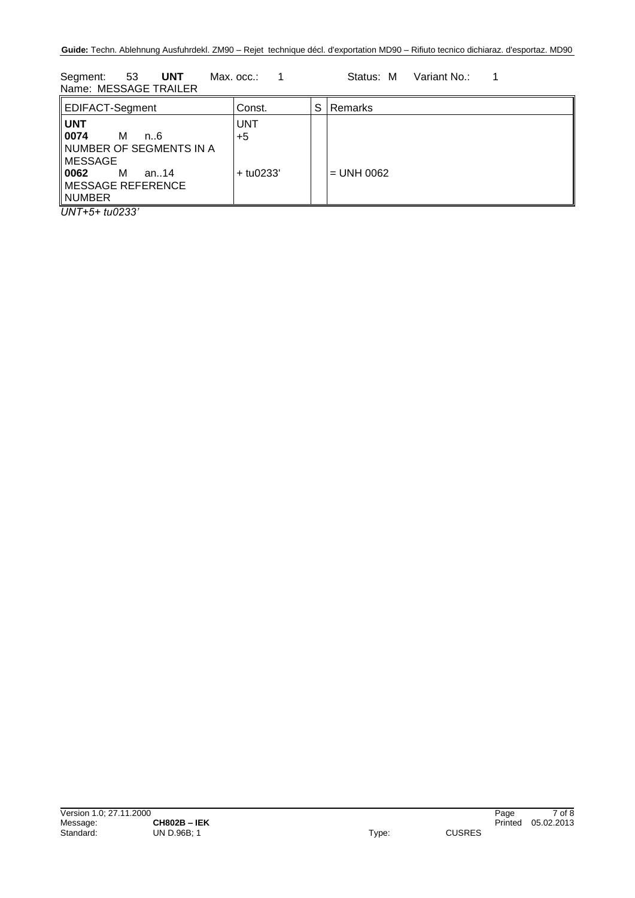Segment: 53 **UNT** Max. occ.: 1 Status: M Variant No.: 1
Name: MESSAGE TRAILER

| EDIFACT-Segment | Const. | S | Remarks |
|---|---|---|---|
| **UNT** | UNT | | |
| **0074** M n..6 NUMBER OF SEGMENTS IN A MESSAGE | +5 | | |
| **0062** M an..14 MESSAGE REFERENCE NUMBER | + tu0233' | | = UNH 0062 |

*UNT+5+ tu0233'*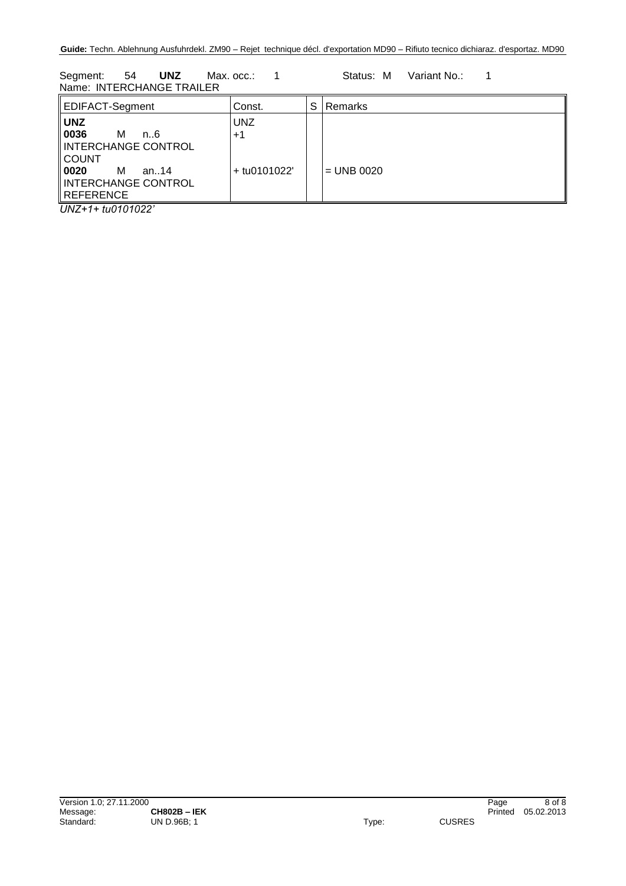Segment: 54 **UNZ** Max. occ.: 1 Status: M Variant No.: 1
Name: INTERCHANGE TRAILER

| EDIFACT-Segment | Const. | S | Remarks |
|---|---|---|---|
| **UNZ** | UNZ | | |
| **0036** M n..6 INTERCHANGE CONTROL COUNT | +1 | | |
| **0020** M an..14 INTERCHANGE CONTROL REFERENCE | + tu0101022' | | = UNB 0020 |

*UNZ+1+ tu0101022'*